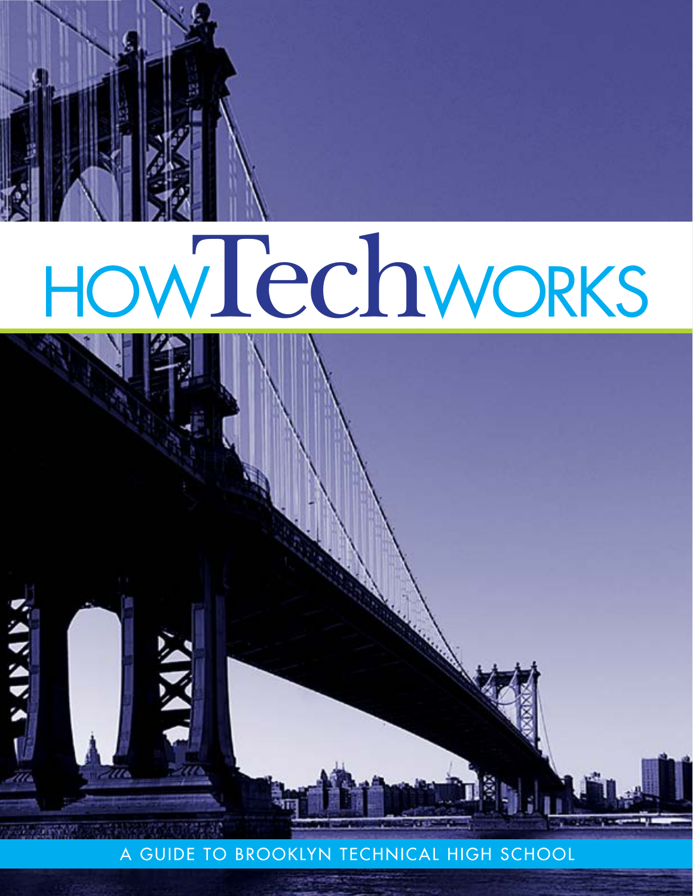# HOW Tech WORKS

A GUIDE TO BROOKLYN TECHNICAL HIGH SCHOOL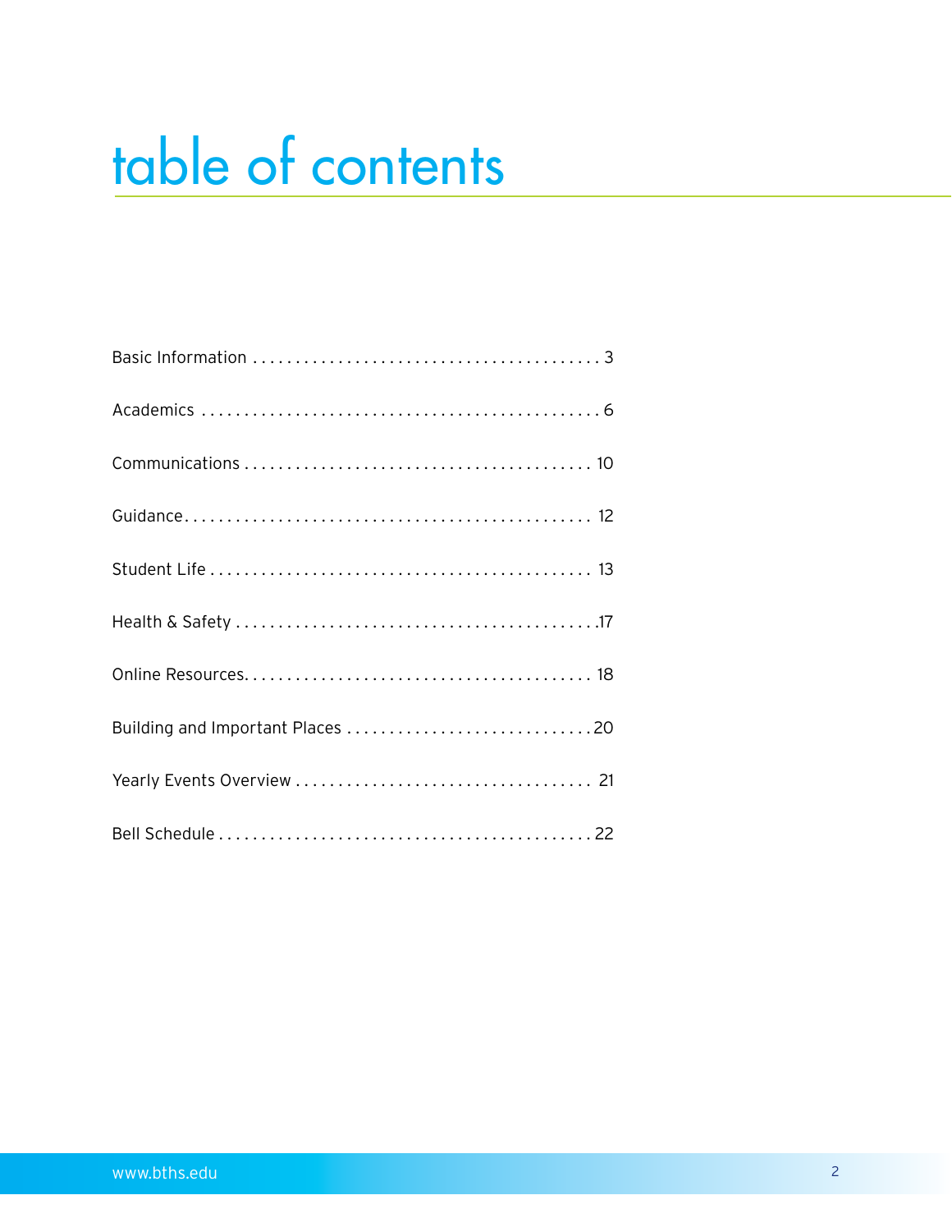# table of contents

Basic Information . . . . . . . . . . . . . . . . . . . . . . . . . . . . . . . . . . . . . . . . 3

Academics . . . . . . . . . . . . . . . . . . . . . . . . . . . . . . . . . . . . . . . . . . . . . . 6

Communications . . . . . . . . . . . . . . . . . . . . . . . . . . . . . . . . . . . . . . . . 10

Guidance . . . . . . . . . . . . . . . . . . . . . . . . . . . . . . . . . . . . . . . . . . . . . . 12

Student Life . . . . . . . . . . . . . . . . . . . . . . . . . . . . . . . . . . . . . . . . . . . 13

Health & Safety . . . . . . . . . . . . . . . . . . . . . . . . . . . . . . . . . . . . . . . . . 17

Online Resources . . . . . . . . . . . . . . . . . . . . . . . . . . . . . . . . . . . . . . . 18

Building and Important Places . . . . . . . . . . . . . . . . . . . . . . . . . . . . 20

Yearly Events Overview . . . . . . . . . . . . . . . . . . . . . . . . . . . . . . . . . 21

Bell Schedule . . . . . . . . . . . . . . . . . . . . . . . . . . . . . . . . . . . . . . . . . . 22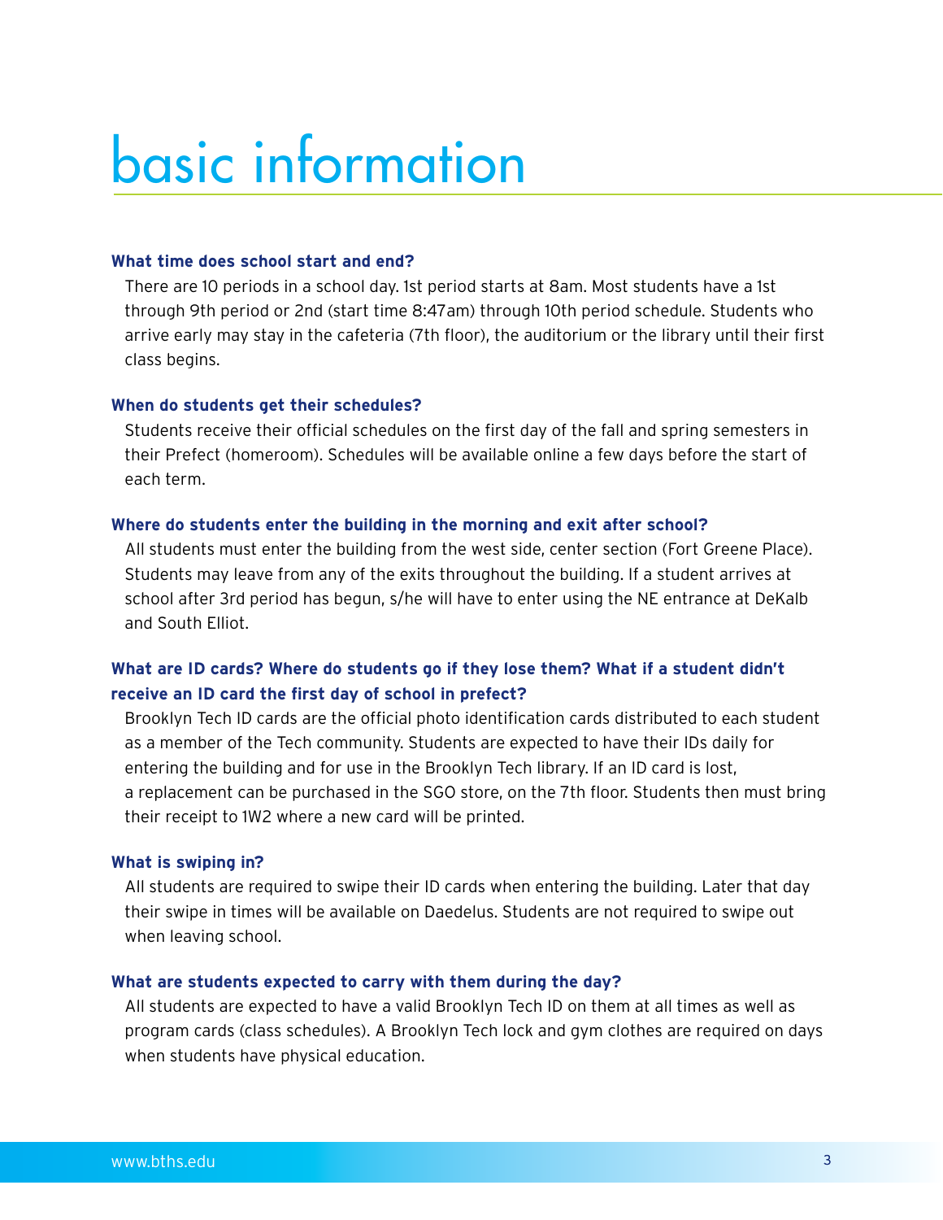# basic information

### What time does school start and end?

There are 10 periods in a school day. 1st period starts at 8am. Most students have a 1st through 9th period or 2nd (start time 8:47am) through 10th period schedule. Students who arrive early may stay in the cafeteria (7th floor), the auditorium or the library until their first class begins.

### When do students get their schedules?

Students receive their official schedules on the first day of the fall and spring semesters in their Prefect (homeroom). Schedules will be available online a few days before the start of each term.

### Where do students enter the building in the morning and exit after school?

All students must enter the building from the west side, center section (Fort Greene Place). Students may leave from any of the exits throughout the building. If a student arrives at school after 3rd period has begun, s/he will have to enter using the NE entrance at DeKalb and South Elliot.

### What are ID cards? Where do students go if they lose them? What if a student didn't receive an ID card the first day of school in prefect?

Brooklyn Tech ID cards are the official photo identification cards distributed to each student as a member of the Tech community. Students are expected to have their IDs daily for entering the building and for use in the Brooklyn Tech library. If an ID card is lost, a replacement can be purchased in the SGO store, on the 7th floor. Students then must bring their receipt to 1W2 where a new card will be printed.

### What is swiping in?

All students are required to swipe their ID cards when entering the building. Later that day their swipe in times will be available on Daedelus. Students are not required to swipe out when leaving school.

### What are students expected to carry with them during the day?

All students are expected to have a valid Brooklyn Tech ID on them at all times as well as program cards (class schedules). A Brooklyn Tech lock and gym clothes are required on days when students have physical education.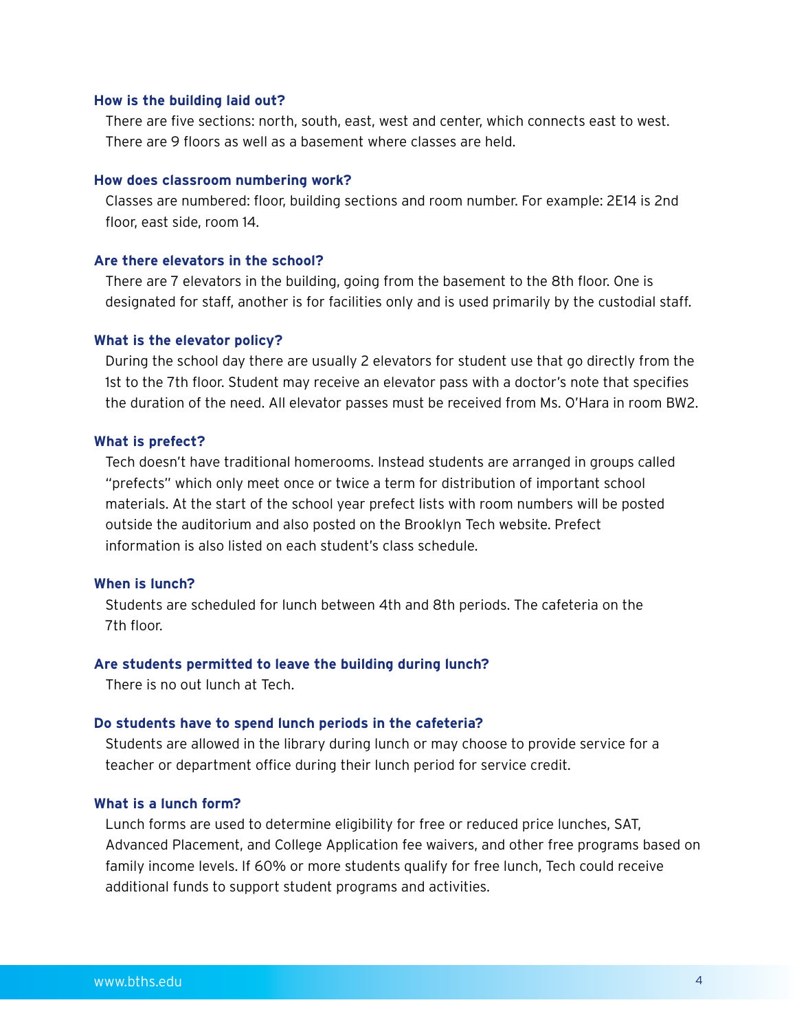### How is the building laid out?

There are five sections: north, south, east, west and center, which connects east to west. There are 9 floors as well as a basement where classes are held.

### How does classroom numbering work?

Classes are numbered: floor, building sections and room number. For example: 2E14 is 2nd floor, east side, room 14.

### Are there elevators in the school?

There are 7 elevators in the building, going from the basement to the 8th floor. One is designated for staff, another is for facilities only and is used primarily by the custodial staff.

### What is the elevator policy?

During the school day there are usually 2 elevators for student use that go directly from the 1st to the 7th floor. Student may receive an elevator pass with a doctor's note that specifies the duration of the need. All elevator passes must be received from Ms. O'Hara in room BW2.

### What is prefect?

Tech doesn't have traditional homerooms. Instead students are arranged in groups called "prefects" which only meet once or twice a term for distribution of important school materials. At the start of the school year prefect lists with room numbers will be posted outside the auditorium and also posted on the Brooklyn Tech website. Prefect information is also listed on each student's class schedule.

### When is lunch?

Students are scheduled for lunch between 4th and 8th periods. The cafeteria on the 7th floor.

### Are students permitted to leave the building during lunch?

There is no out lunch at Tech.

### Do students have to spend lunch periods in the cafeteria?

Students are allowed in the library during lunch or may choose to provide service for a teacher or department office during their lunch period for service credit.

### What is a lunch form?

Lunch forms are used to determine eligibility for free or reduced price lunches, SAT, Advanced Placement, and College Application fee waivers, and other free programs based on family income levels. If 60% or more students qualify for free lunch, Tech could receive additional funds to support student programs and activities.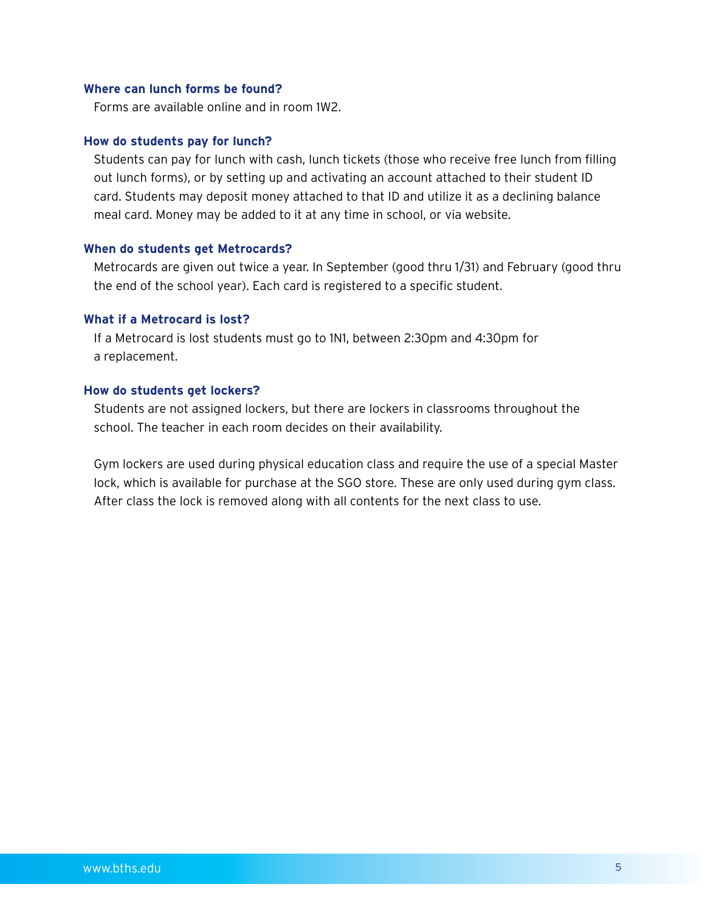### Where can lunch forms be found?

Forms are available online and in room 1W2.

### How do students pay for lunch?

Students can pay for lunch with cash, lunch tickets (those who receive free lunch from filling out lunch forms), or by setting up and activating an account attached to their student ID card. Students may deposit money attached to that ID and utilize it as a declining balance meal card. Money may be added to it at any time in school, or via website.

### When do students get Metrocards?

Metrocards are given out twice a year. In September (good thru 1/31) and February (good thru the end of the school year). Each card is registered to a specific student.

### What if a Metrocard is lost?

If a Metrocard is lost students must go to 1N1, between 2:30pm and 4:30pm for a replacement.

### How do students get lockers?

Students are not assigned lockers, but there are lockers in classrooms throughout the school. The teacher in each room decides on their availability.

Gym lockers are used during physical education class and require the use of a special Master lock, which is available for purchase at the SGO store. These are only used during gym class. After class the lock is removed along with all contents for the next class to use.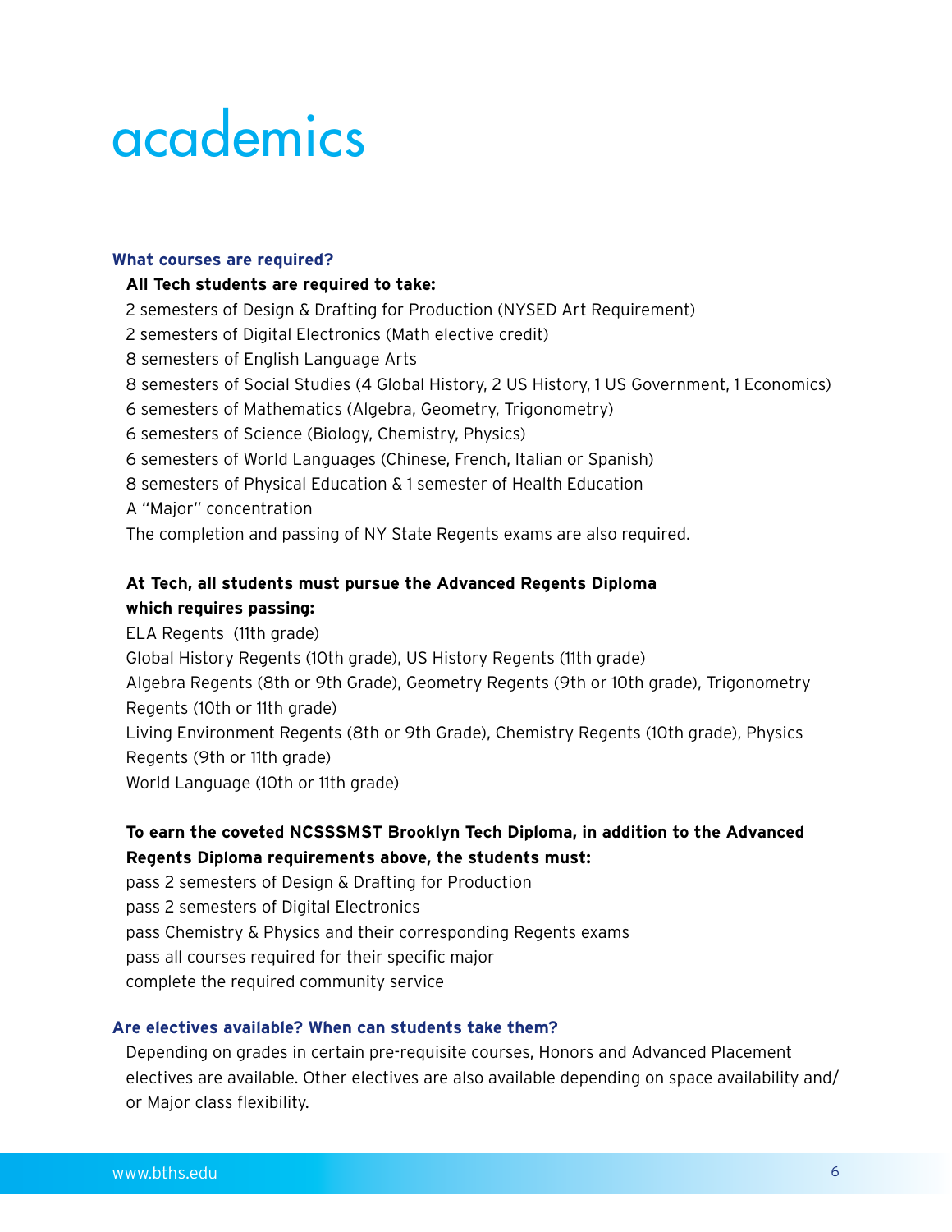# academics

### What courses are required?

**All Tech students are required to take:**

2 semesters of Design & Drafting for Production (NYSED Art Requirement)
2 semesters of Digital Electronics (Math elective credit)
8 semesters of English Language Arts
8 semesters of Social Studies (4 Global History, 2 US History, 1 US Government, 1 Economics)
6 semesters of Mathematics (Algebra, Geometry, Trigonometry)
6 semesters of Science (Biology, Chemistry, Physics)
6 semesters of World Languages (Chinese, French, Italian or Spanish)
8 semesters of Physical Education & 1 semester of Health Education
A "Major" concentration
The completion and passing of NY State Regents exams are also required.

**At Tech, all students must pursue the Advanced Regents Diploma which requires passing:**

ELA Regents (11th grade)
Global History Regents (10th grade), US History Regents (11th grade)
Algebra Regents (8th or 9th Grade), Geometry Regents (9th or 10th grade), Trigonometry Regents (10th or 11th grade)
Living Environment Regents (8th or 9th Grade), Chemistry Regents (10th grade), Physics Regents (9th or 11th grade)
World Language (10th or 11th grade)

**To earn the coveted NCSSSMST Brooklyn Tech Diploma, in addition to the Advanced Regents Diploma requirements above, the students must:**

pass 2 semesters of Design & Drafting for Production
pass 2 semesters of Digital Electronics
pass Chemistry & Physics and their corresponding Regents exams
pass all courses required for their specific major
complete the required community service

### Are electives available? When can students take them?

Depending on grades in certain pre-requisite courses, Honors and Advanced Placement electives are available. Other electives are also available depending on space availability and/or Major class flexibility.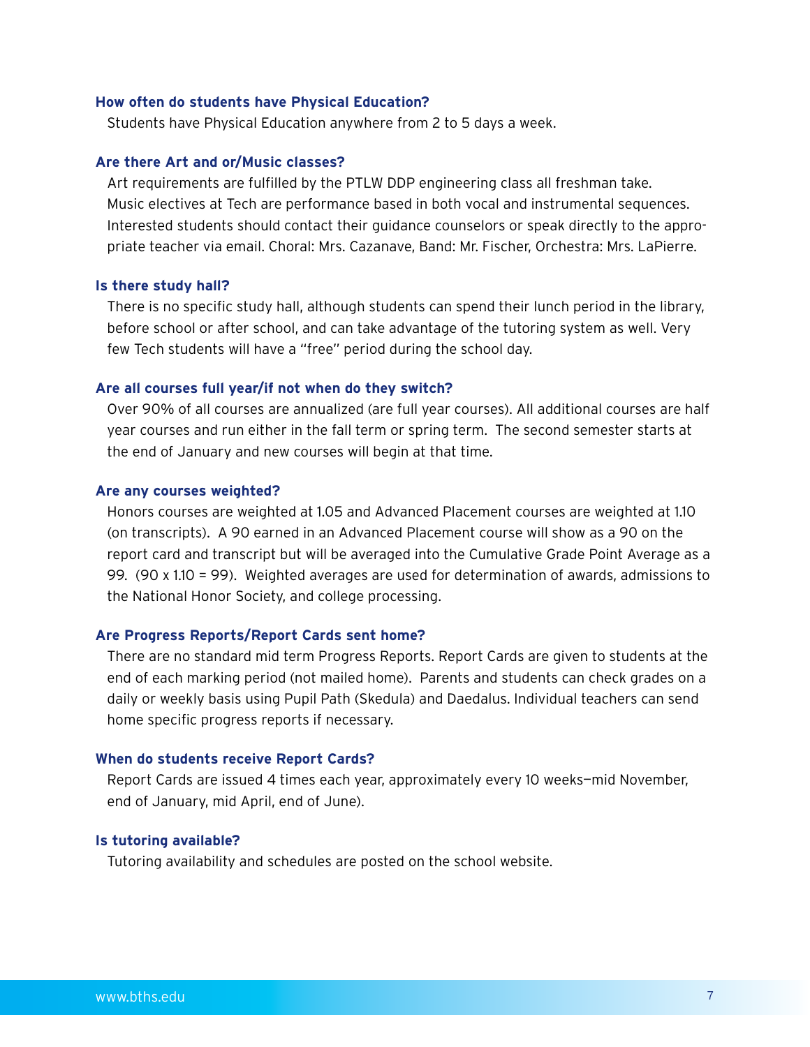### How often do students have Physical Education?

Students have Physical Education anywhere from 2 to 5 days a week.

### Are there Art and or/Music classes?

Art requirements are fulfilled by the PTLW DDP engineering class all freshman take. Music electives at Tech are performance based in both vocal and instrumental sequences. Interested students should contact their guidance counselors or speak directly to the appropriate teacher via email. Choral: Mrs. Cazanave, Band: Mr. Fischer, Orchestra: Mrs. LaPierre.

### Is there study hall?

There is no specific study hall, although students can spend their lunch period in the library, before school or after school, and can take advantage of the tutoring system as well. Very few Tech students will have a "free" period during the school day.

### Are all courses full year/if not when do they switch?

Over 90% of all courses are annualized (are full year courses). All additional courses are half year courses and run either in the fall term or spring term. The second semester starts at the end of January and new courses will begin at that time.

### Are any courses weighted?

Honors courses are weighted at 1.05 and Advanced Placement courses are weighted at 1.10 (on transcripts). A 90 earned in an Advanced Placement course will show as a 90 on the report card and transcript but will be averaged into the Cumulative Grade Point Average as a 99. (90 x 1.10 = 99). Weighted averages are used for determination of awards, admissions to the National Honor Society, and college processing.

### Are Progress Reports/Report Cards sent home?

There are no standard mid term Progress Reports. Report Cards are given to students at the end of each marking period (not mailed home). Parents and students can check grades on a daily or weekly basis using Pupil Path (Skedula) and Daedalus. Individual teachers can send home specific progress reports if necessary.

### When do students receive Report Cards?

Report Cards are issued 4 times each year, approximately every 10 weeks—mid November, end of January, mid April, end of June).

### Is tutoring available?

Tutoring availability and schedules are posted on the school website.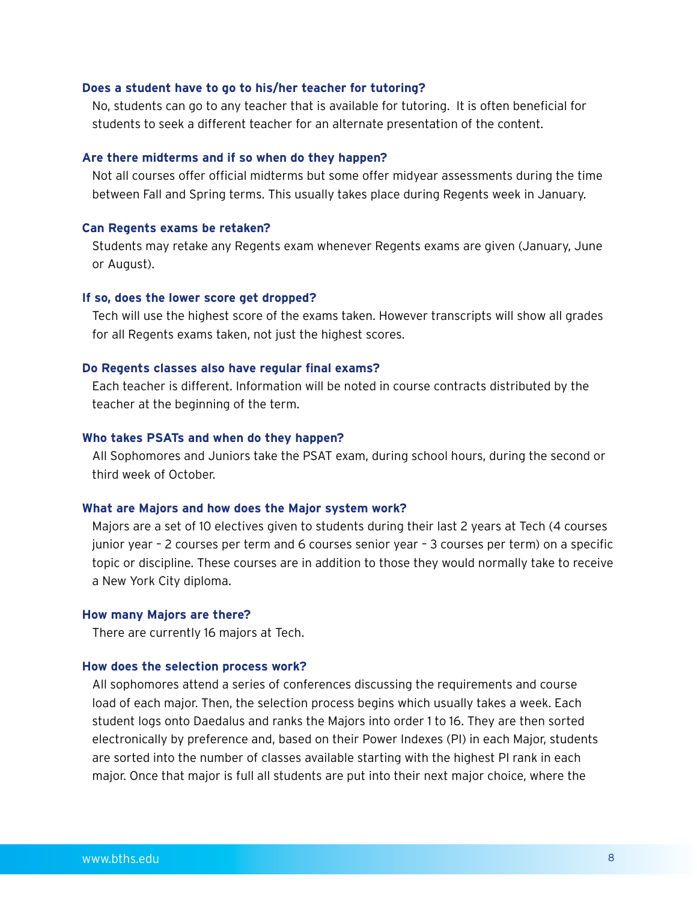### Does a student have to go to his/her teacher for tutoring?

No, students can go to any teacher that is available for tutoring. It is often beneficial for students to seek a different teacher for an alternate presentation of the content.

### Are there midterms and if so when do they happen?

Not all courses offer official midterms but some offer midyear assessments during the time between Fall and Spring terms. This usually takes place during Regents week in January.

### Can Regents exams be retaken?

Students may retake any Regents exam whenever Regents exams are given (January, June or August).

### If so, does the lower score get dropped?

Tech will use the highest score of the exams taken. However transcripts will show all grades for all Regents exams taken, not just the highest scores.

### Do Regents classes also have regular final exams?

Each teacher is different. Information will be noted in course contracts distributed by the teacher at the beginning of the term.

### Who takes PSATs and when do they happen?

All Sophomores and Juniors take the PSAT exam, during school hours, during the second or third week of October.

### What are Majors and how does the Major system work?

Majors are a set of 10 electives given to students during their last 2 years at Tech (4 courses junior year – 2 courses per term and 6 courses senior year – 3 courses per term) on a specific topic or discipline. These courses are in addition to those they would normally take to receive a New York City diploma.

### How many Majors are there?

There are currently 16 majors at Tech.

### How does the selection process work?

All sophomores attend a series of conferences discussing the requirements and course load of each major. Then, the selection process begins which usually takes a week. Each student logs onto Daedalus and ranks the Majors into order 1 to 16. They are then sorted electronically by preference and, based on their Power Indexes (PI) in each Major, students are sorted into the number of classes available starting with the highest PI rank in each major. Once that major is full all students are put into their next major choice, where the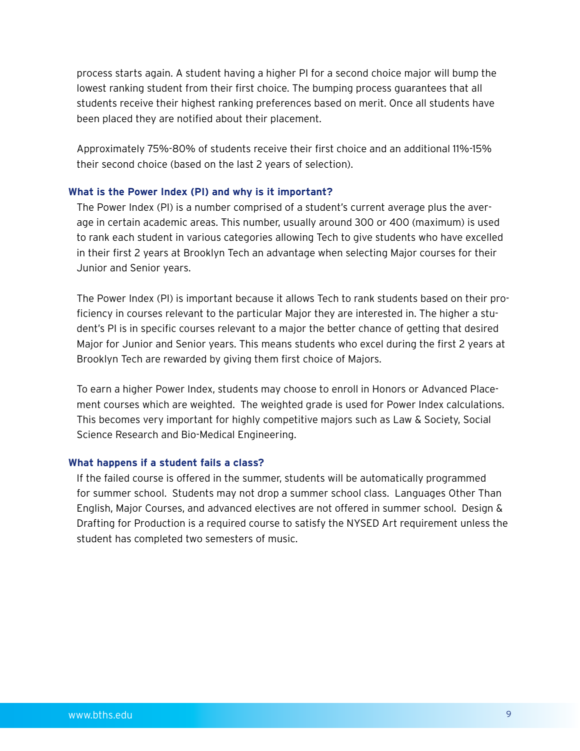process starts again. A student having a higher PI for a second choice major will bump the lowest ranking student from their first choice. The bumping process guarantees that all students receive their highest ranking preferences based on merit. Once all students have been placed they are notified about their placement.

Approximately 75%-80% of students receive their first choice and an additional 11%-15% their second choice (based on the last 2 years of selection).

### What is the Power Index (PI) and why is it important?

The Power Index (PI) is a number comprised of a student's current average plus the average in certain academic areas. This number, usually around 300 or 400 (maximum) is used to rank each student in various categories allowing Tech to give students who have excelled in their first 2 years at Brooklyn Tech an advantage when selecting Major courses for their Junior and Senior years.

The Power Index (PI) is important because it allows Tech to rank students based on their proficiency in courses relevant to the particular Major they are interested in. The higher a student's PI is in specific courses relevant to a major the better chance of getting that desired Major for Junior and Senior years. This means students who excel during the first 2 years at Brooklyn Tech are rewarded by giving them first choice of Majors.

To earn a higher Power Index, students may choose to enroll in Honors or Advanced Placement courses which are weighted. The weighted grade is used for Power Index calculations. This becomes very important for highly competitive majors such as Law & Society, Social Science Research and Bio-Medical Engineering.

### What happens if a student fails a class?

If the failed course is offered in the summer, students will be automatically programmed for summer school. Students may not drop a summer school class. Languages Other Than English, Major Courses, and advanced electives are not offered in summer school. Design & Drafting for Production is a required course to satisfy the NYSED Art requirement unless the student has completed two semesters of music.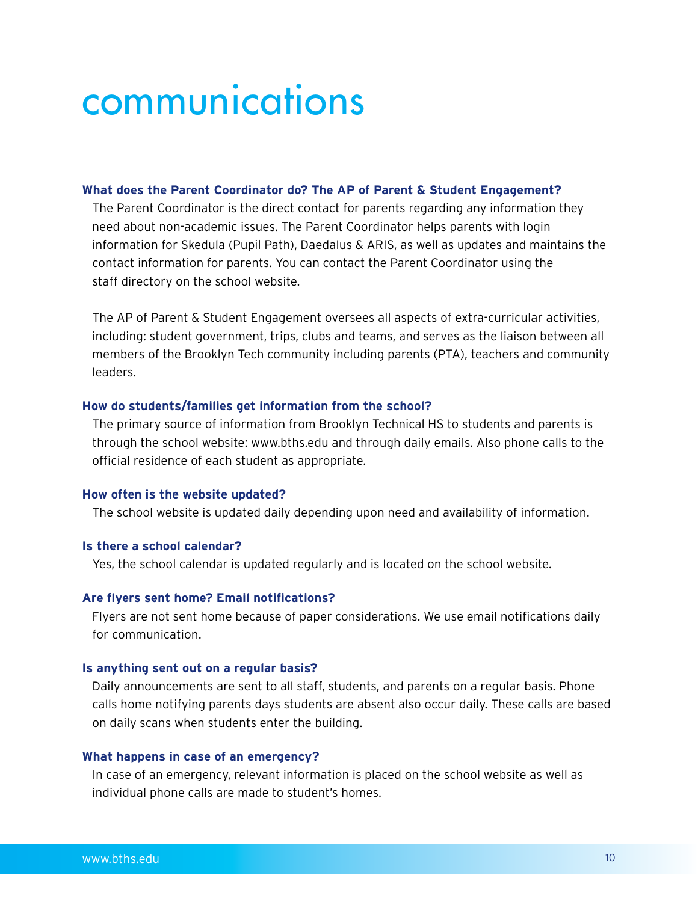# communications

**What does the Parent Coordinator do? The AP of Parent & Student Engagement?**

The Parent Coordinator is the direct contact for parents regarding any information they need about non-academic issues. The Parent Coordinator helps parents with login information for Skedula (Pupil Path), Daedalus & ARIS, as well as updates and maintains the contact information for parents. You can contact the Parent Coordinator using the staff directory on the school website.

The AP of Parent & Student Engagement oversees all aspects of extra-curricular activities, including: student government, trips, clubs and teams, and serves as the liaison between all members of the Brooklyn Tech community including parents (PTA), teachers and community leaders.

**How do students/families get information from the school?**

The primary source of information from Brooklyn Technical HS to students and parents is through the school website: www.bths.edu and through daily emails. Also phone calls to the official residence of each student as appropriate.

**How often is the website updated?**

The school website is updated daily depending upon need and availability of information.

**Is there a school calendar?**

Yes, the school calendar is updated regularly and is located on the school website.

**Are flyers sent home? Email notifications?**

Flyers are not sent home because of paper considerations. We use email notifications daily for communication.

**Is anything sent out on a regular basis?**

Daily announcements are sent to all staff, students, and parents on a regular basis. Phone calls home notifying parents days students are absent also occur daily. These calls are based on daily scans when students enter the building.

**What happens in case of an emergency?**

In case of an emergency, relevant information is placed on the school website as well as individual phone calls are made to student's homes.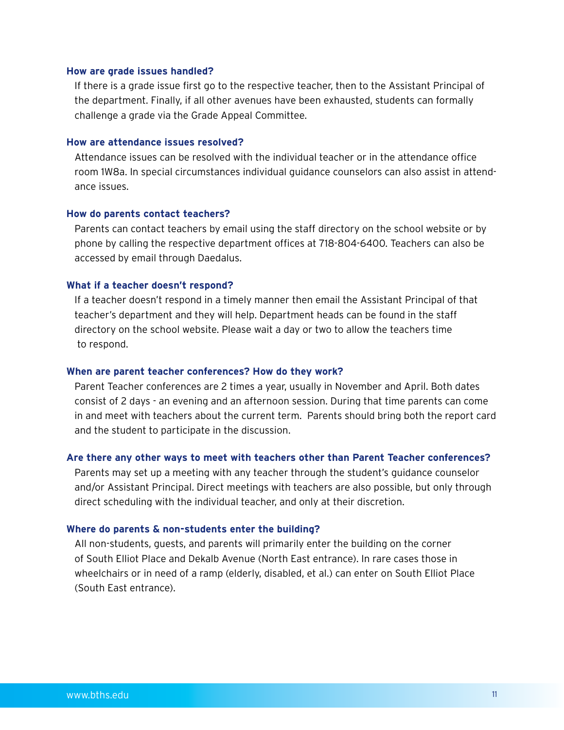### How are grade issues handled?

If there is a grade issue first go to the respective teacher, then to the Assistant Principal of the department. Finally, if all other avenues have been exhausted, students can formally challenge a grade via the Grade Appeal Committee.

### How are attendance issues resolved?

Attendance issues can be resolved with the individual teacher or in the attendance office room 1W8a. In special circumstances individual guidance counselors can also assist in attendance issues.

### How do parents contact teachers?

Parents can contact teachers by email using the staff directory on the school website or by phone by calling the respective department offices at 718-804-6400. Teachers can also be accessed by email through Daedalus.

### What if a teacher doesn't respond?

If a teacher doesn't respond in a timely manner then email the Assistant Principal of that teacher's department and they will help. Department heads can be found in the staff directory on the school website. Please wait a day or two to allow the teachers time to respond.

### When are parent teacher conferences? How do they work?

Parent Teacher conferences are 2 times a year, usually in November and April. Both dates consist of 2 days - an evening and an afternoon session. During that time parents can come in and meet with teachers about the current term. Parents should bring both the report card and the student to participate in the discussion.

### Are there any other ways to meet with teachers other than Parent Teacher conferences?

Parents may set up a meeting with any teacher through the student's guidance counselor and/or Assistant Principal. Direct meetings with teachers are also possible, but only through direct scheduling with the individual teacher, and only at their discretion.

### Where do parents & non-students enter the building?

All non-students, guests, and parents will primarily enter the building on the corner of South Elliot Place and Dekalb Avenue (North East entrance). In rare cases those in wheelchairs or in need of a ramp (elderly, disabled, et al.) can enter on South Elliot Place (South East entrance).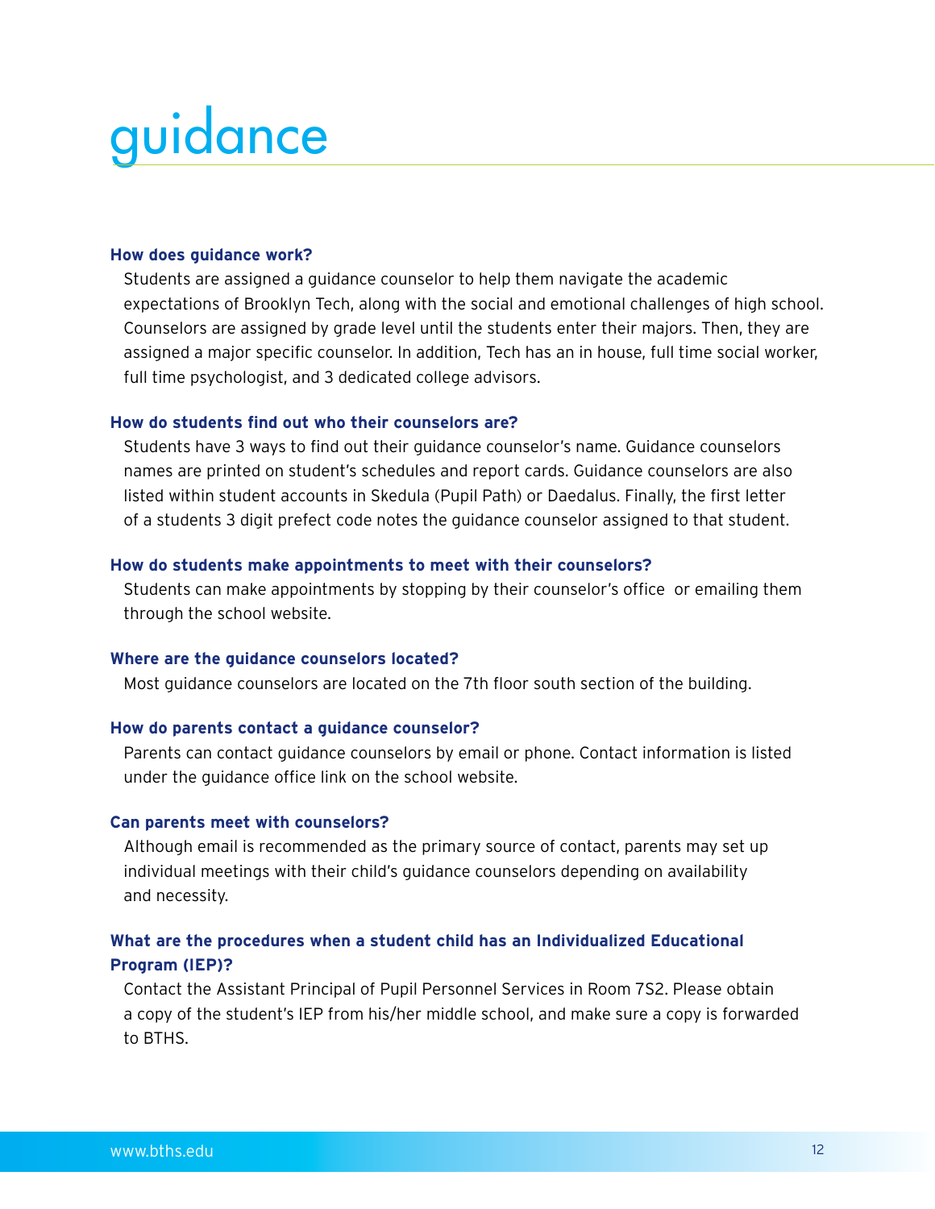# guidance

### How does guidance work?

Students are assigned a guidance counselor to help them navigate the academic expectations of Brooklyn Tech, along with the social and emotional challenges of high school. Counselors are assigned by grade level until the students enter their majors. Then, they are assigned a major specific counselor. In addition, Tech has an in house, full time social worker, full time psychologist, and 3 dedicated college advisors.

### How do students find out who their counselors are?

Students have 3 ways to find out their guidance counselor's name. Guidance counselors names are printed on student's schedules and report cards. Guidance counselors are also listed within student accounts in Skedula (Pupil Path) or Daedalus. Finally, the first letter of a students 3 digit prefect code notes the guidance counselor assigned to that student.

### How do students make appointments to meet with their counselors?

Students can make appointments by stopping by their counselor's office or emailing them through the school website.

### Where are the guidance counselors located?

Most guidance counselors are located on the 7th floor south section of the building.

### How do parents contact a guidance counselor?

Parents can contact guidance counselors by email or phone. Contact information is listed under the guidance office link on the school website.

### Can parents meet with counselors?

Although email is recommended as the primary source of contact, parents may set up individual meetings with their child's guidance counselors depending on availability and necessity.

### What are the procedures when a student child has an Individualized Educational Program (IEP)?

Contact the Assistant Principal of Pupil Personnel Services in Room 7S2. Please obtain a copy of the student's IEP from his/her middle school, and make sure a copy is forwarded to BTHS.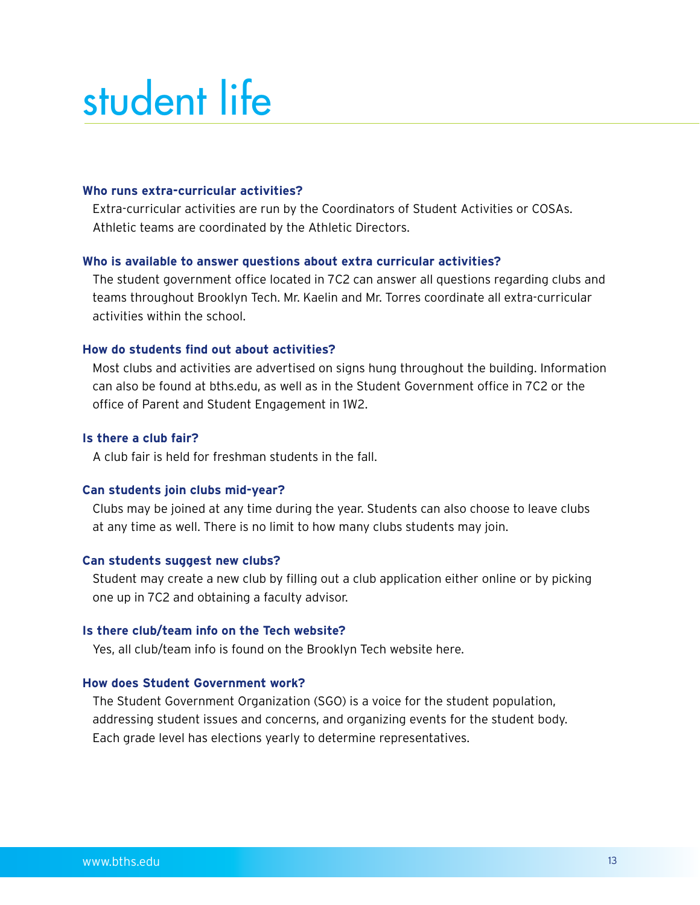# student life

**Who runs extra-curricular activities?**

Extra-curricular activities are run by the Coordinators of Student Activities or COSAs. Athletic teams are coordinated by the Athletic Directors.

**Who is available to answer questions about extra curricular activities?**

The student government office located in 7C2 can answer all questions regarding clubs and teams throughout Brooklyn Tech. Mr. Kaelin and Mr. Torres coordinate all extra-curricular activities within the school.

**How do students find out about activities?**

Most clubs and activities are advertised on signs hung throughout the building. Information can also be found at bths.edu, as well as in the Student Government office in 7C2 or the office of Parent and Student Engagement in 1W2.

**Is there a club fair?**

A club fair is held for freshman students in the fall.

**Can students join clubs mid-year?**

Clubs may be joined at any time during the year. Students can also choose to leave clubs at any time as well. There is no limit to how many clubs students may join.

**Can students suggest new clubs?**

Student may create a new club by filling out a club application either online or by picking one up in 7C2 and obtaining a faculty advisor.

**Is there club/team info on the Tech website?**

Yes, all club/team info is found on the Brooklyn Tech website here.

**How does Student Government work?**

The Student Government Organization (SGO) is a voice for the student population, addressing student issues and concerns, and organizing events for the student body. Each grade level has elections yearly to determine representatives.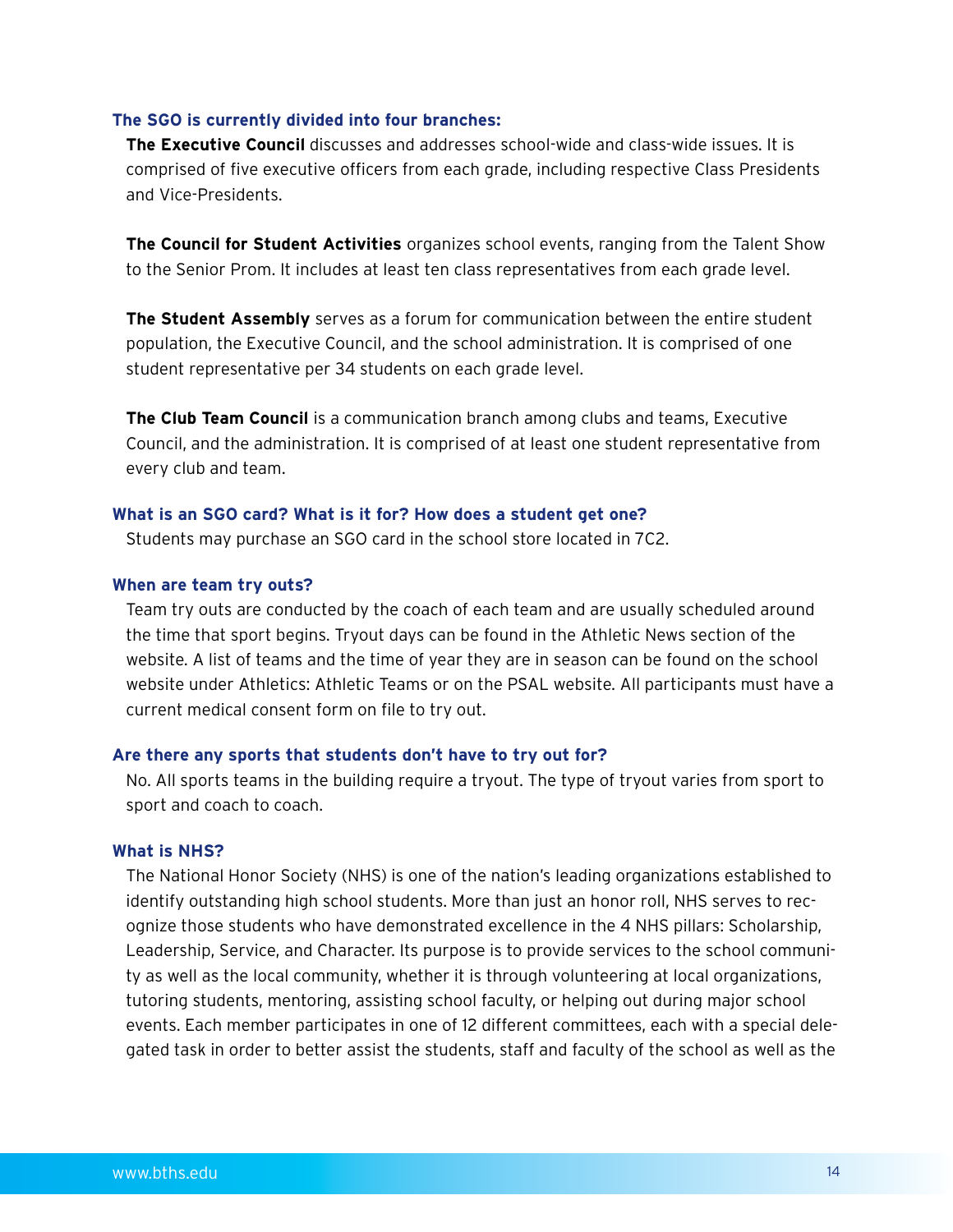### The SGO is currently divided into four branches:

**The Executive Council** discusses and addresses school-wide and class-wide issues. It is comprised of five executive officers from each grade, including respective Class Presidents and Vice-Presidents.

**The Council for Student Activities** organizes school events, ranging from the Talent Show to the Senior Prom. It includes at least ten class representatives from each grade level.

**The Student Assembly** serves as a forum for communication between the entire student population, the Executive Council, and the school administration. It is comprised of one student representative per 34 students on each grade level.

**The Club Team Council** is a communication branch among clubs and teams, Executive Council, and the administration. It is comprised of at least one student representative from every club and team.

### What is an SGO card? What is it for? How does a student get one?

Students may purchase an SGO card in the school store located in 7C2.

### When are team try outs?

Team try outs are conducted by the coach of each team and are usually scheduled around the time that sport begins. Tryout days can be found in the Athletic News section of the website. A list of teams and the time of year they are in season can be found on the school website under Athletics: Athletic Teams or on the PSAL website. All participants must have a current medical consent form on file to try out.

### Are there any sports that students don't have to try out for?

No. All sports teams in the building require a tryout. The type of tryout varies from sport to sport and coach to coach.

### What is NHS?

The National Honor Society (NHS) is one of the nation's leading organizations established to identify outstanding high school students. More than just an honor roll, NHS serves to recognize those students who have demonstrated excellence in the 4 NHS pillars: Scholarship, Leadership, Service, and Character. Its purpose is to provide services to the school community as well as the local community, whether it is through volunteering at local organizations, tutoring students, mentoring, assisting school faculty, or helping out during major school events. Each member participates in one of 12 different committees, each with a special delegated task in order to better assist the students, staff and faculty of the school as well as the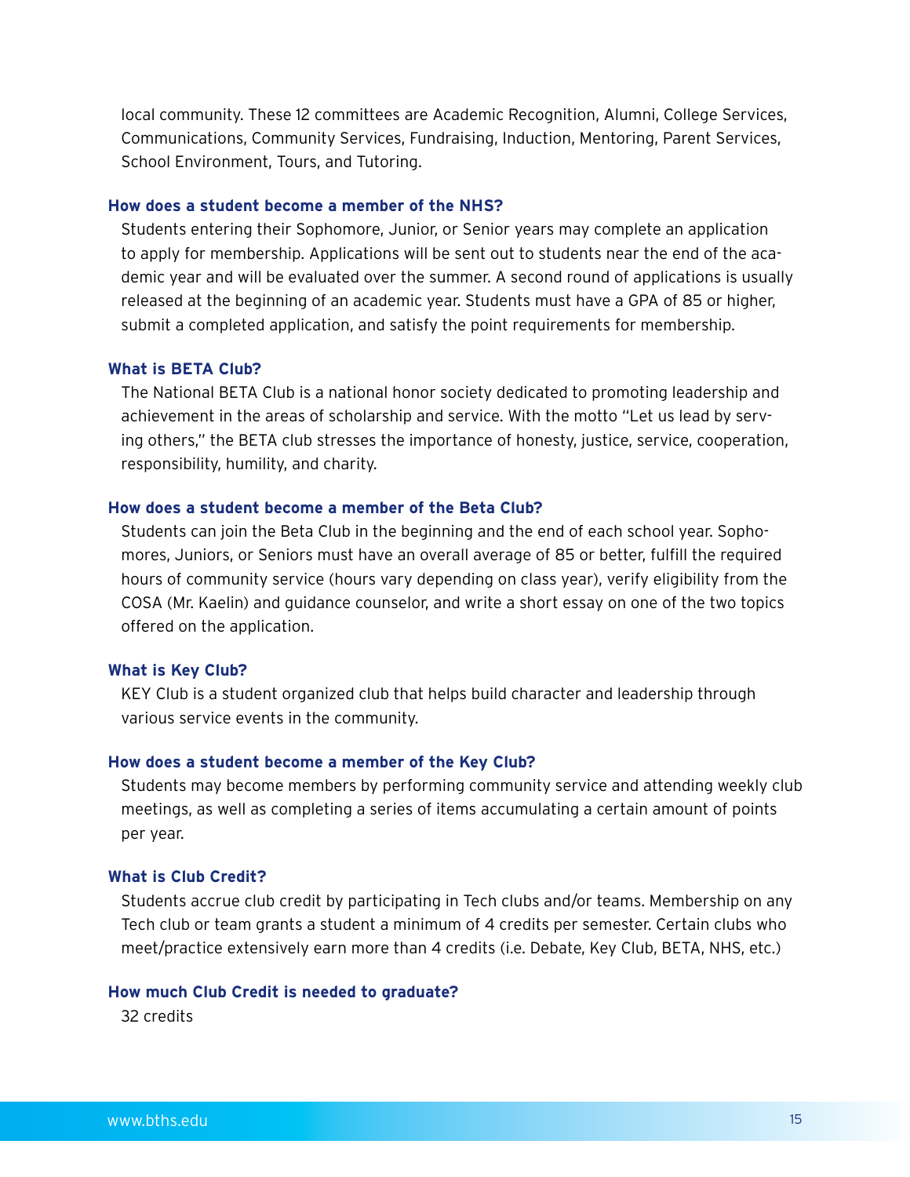local community. These 12 committees are Academic Recognition, Alumni, College Services, Communications, Community Services, Fundraising, Induction, Mentoring, Parent Services, School Environment, Tours, and Tutoring.

### How does a student become a member of the NHS?

Students entering their Sophomore, Junior, or Senior years may complete an application to apply for membership. Applications will be sent out to students near the end of the academic year and will be evaluated over the summer. A second round of applications is usually released at the beginning of an academic year. Students must have a GPA of 85 or higher, submit a completed application, and satisfy the point requirements for membership.

### What is BETA Club?

The National BETA Club is a national honor society dedicated to promoting leadership and achievement in the areas of scholarship and service. With the motto "Let us lead by serving others," the BETA club stresses the importance of honesty, justice, service, cooperation, responsibility, humility, and charity.

### How does a student become a member of the Beta Club?

Students can join the Beta Club in the beginning and the end of each school year. Sophomores, Juniors, or Seniors must have an overall average of 85 or better, fulfill the required hours of community service (hours vary depending on class year), verify eligibility from the COSA (Mr. Kaelin) and guidance counselor, and write a short essay on one of the two topics offered on the application.

### What is Key Club?

KEY Club is a student organized club that helps build character and leadership through various service events in the community.

### How does a student become a member of the Key Club?

Students may become members by performing community service and attending weekly club meetings, as well as completing a series of items accumulating a certain amount of points per year.

### What is Club Credit?

Students accrue club credit by participating in Tech clubs and/or teams. Membership on any Tech club or team grants a student a minimum of 4 credits per semester. Certain clubs who meet/practice extensively earn more than 4 credits (i.e. Debate, Key Club, BETA, NHS, etc.)

### How much Club Credit is needed to graduate?

32 credits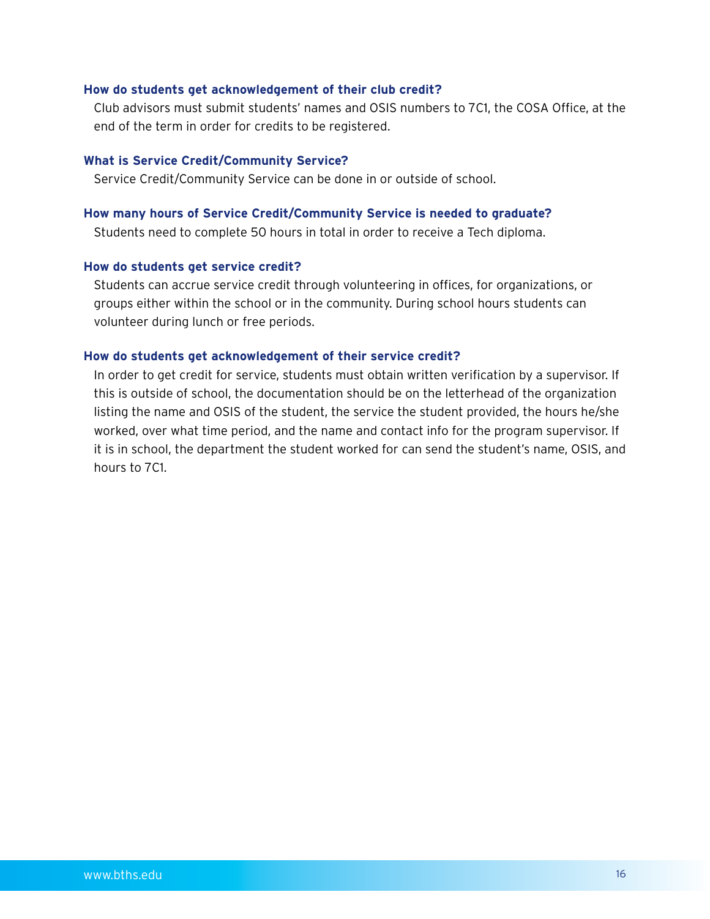**How do students get acknowledgement of their club credit?**

Club advisors must submit students' names and OSIS numbers to 7C1, the COSA Office, at the end of the term in order for credits to be registered.

**What is Service Credit/Community Service?**

Service Credit/Community Service can be done in or outside of school.

**How many hours of Service Credit/Community Service is needed to graduate?**

Students need to complete 50 hours in total in order to receive a Tech diploma.

**How do students get service credit?**

Students can accrue service credit through volunteering in offices, for organizations, or groups either within the school or in the community. During school hours students can volunteer during lunch or free periods.

**How do students get acknowledgement of their service credit?**

In order to get credit for service, students must obtain written verification by a supervisor. If this is outside of school, the documentation should be on the letterhead of the organization listing the name and OSIS of the student, the service the student provided, the hours he/she worked, over what time period, and the name and contact info for the program supervisor. If it is in school, the department the student worked for can send the student's name, OSIS, and hours to 7C1.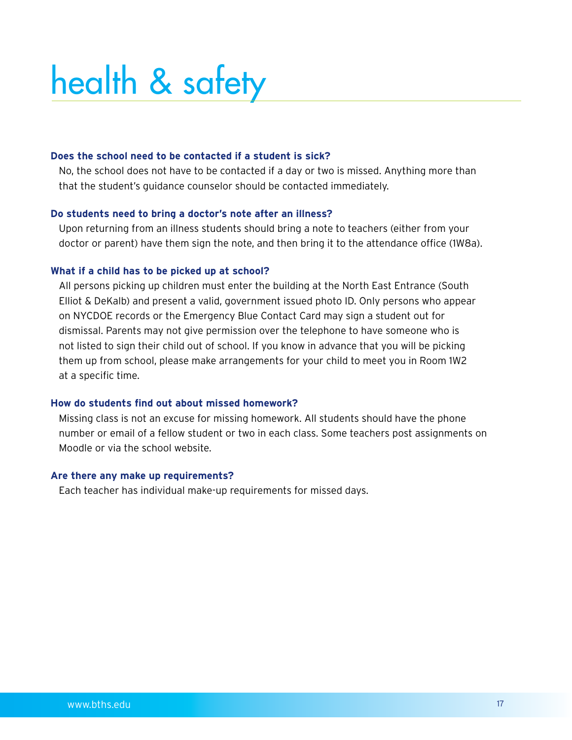# health & safety

**Does the school need to be contacted if a student is sick?**

No, the school does not have to be contacted if a day or two is missed. Anything more than that the student's guidance counselor should be contacted immediately.

**Do students need to bring a doctor's note after an illness?**

Upon returning from an illness students should bring a note to teachers (either from your doctor or parent) have them sign the note, and then bring it to the attendance office (1W8a).

**What if a child has to be picked up at school?**

All persons picking up children must enter the building at the North East Entrance (South Elliot & DeKalb) and present a valid, government issued photo ID. Only persons who appear on NYCDOE records or the Emergency Blue Contact Card may sign a student out for dismissal. Parents may not give permission over the telephone to have someone who is not listed to sign their child out of school. If you know in advance that you will be picking them up from school, please make arrangements for your child to meet you in Room 1W2 at a specific time.

**How do students find out about missed homework?**

Missing class is not an excuse for missing homework. All students should have the phone number or email of a fellow student or two in each class. Some teachers post assignments on Moodle or via the school website.

**Are there any make up requirements?**

Each teacher has individual make-up requirements for missed days.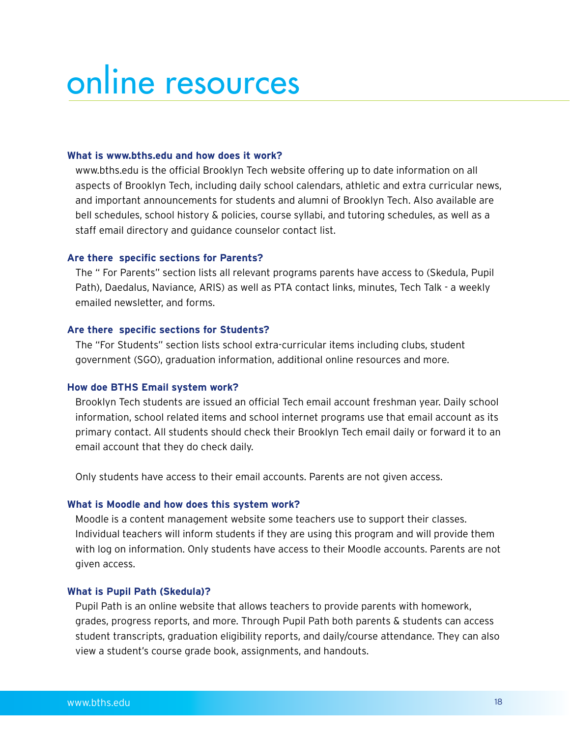# online resources

**What is www.bths.edu and how does it work?**

www.bths.edu is the official Brooklyn Tech website offering up to date information on all aspects of Brooklyn Tech, including daily school calendars, athletic and extra curricular news, and important announcements for students and alumni of Brooklyn Tech. Also available are bell schedules, school history & policies, course syllabi, and tutoring schedules, as well as a staff email directory and guidance counselor contact list.

**Are there  specific sections for Parents?**

The " For Parents" section lists all relevant programs parents have access to (Skedula, Pupil Path), Daedalus, Naviance, ARIS) as well as PTA contact links, minutes, Tech Talk - a weekly emailed newsletter, and forms.

**Are there  specific sections for Students?**

The "For Students" section lists school extra-curricular items including clubs, student government (SGO), graduation information, additional online resources and more.

**How doe BTHS Email system work?**

Brooklyn Tech students are issued an official Tech email account freshman year. Daily school information, school related items and school internet programs use that email account as its primary contact. All students should check their Brooklyn Tech email daily or forward it to an email account that they do check daily.

Only students have access to their email accounts. Parents are not given access.

**What is Moodle and how does this system work?**

Moodle is a content management website some teachers use to support their classes. Individual teachers will inform students if they are using this program and will provide them with log on information. Only students have access to their Moodle accounts. Parents are not given access.

**What is Pupil Path (Skedula)?**

Pupil Path is an online website that allows teachers to provide parents with homework, grades, progress reports, and more. Through Pupil Path both parents & students can access student transcripts, graduation eligibility reports, and daily/course attendance. They can also view a student's course grade book, assignments, and handouts.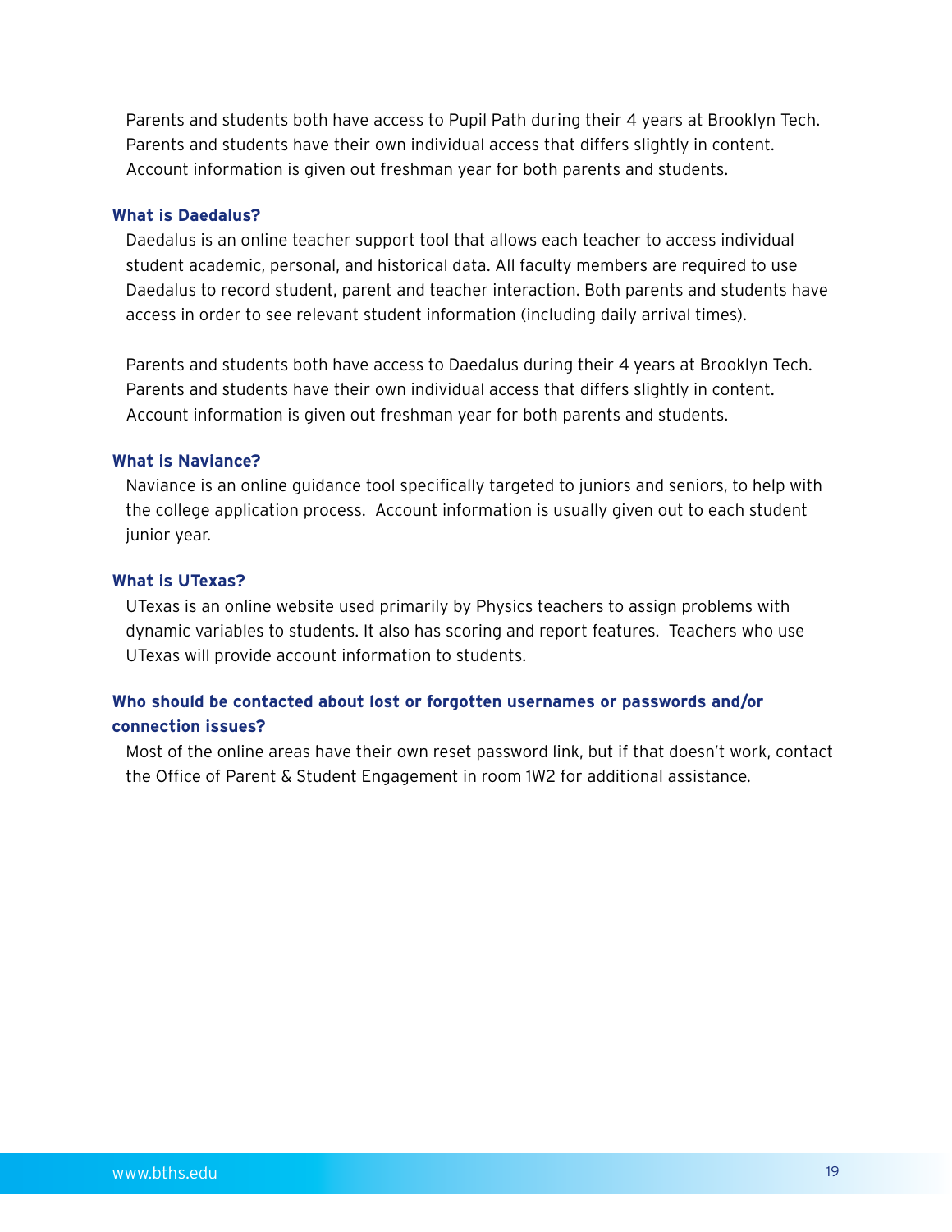Parents and students both have access to Pupil Path during their 4 years at Brooklyn Tech. Parents and students have their own individual access that differs slightly in content. Account information is given out freshman year for both parents and students.

### What is Daedalus?

Daedalus is an online teacher support tool that allows each teacher to access individual student academic, personal, and historical data. All faculty members are required to use Daedalus to record student, parent and teacher interaction. Both parents and students have access in order to see relevant student information (including daily arrival times).

Parents and students both have access to Daedalus during their 4 years at Brooklyn Tech. Parents and students have their own individual access that differs slightly in content. Account information is given out freshman year for both parents and students.

### What is Naviance?

Naviance is an online guidance tool specifically targeted to juniors and seniors, to help with the college application process. Account information is usually given out to each student junior year.

### What is UTexas?

UTexas is an online website used primarily by Physics teachers to assign problems with dynamic variables to students. It also has scoring and report features. Teachers who use UTexas will provide account information to students.

### Who should be contacted about lost or forgotten usernames or passwords and/or connection issues?

Most of the online areas have their own reset password link, but if that doesn't work, contact the Office of Parent & Student Engagement in room 1W2 for additional assistance.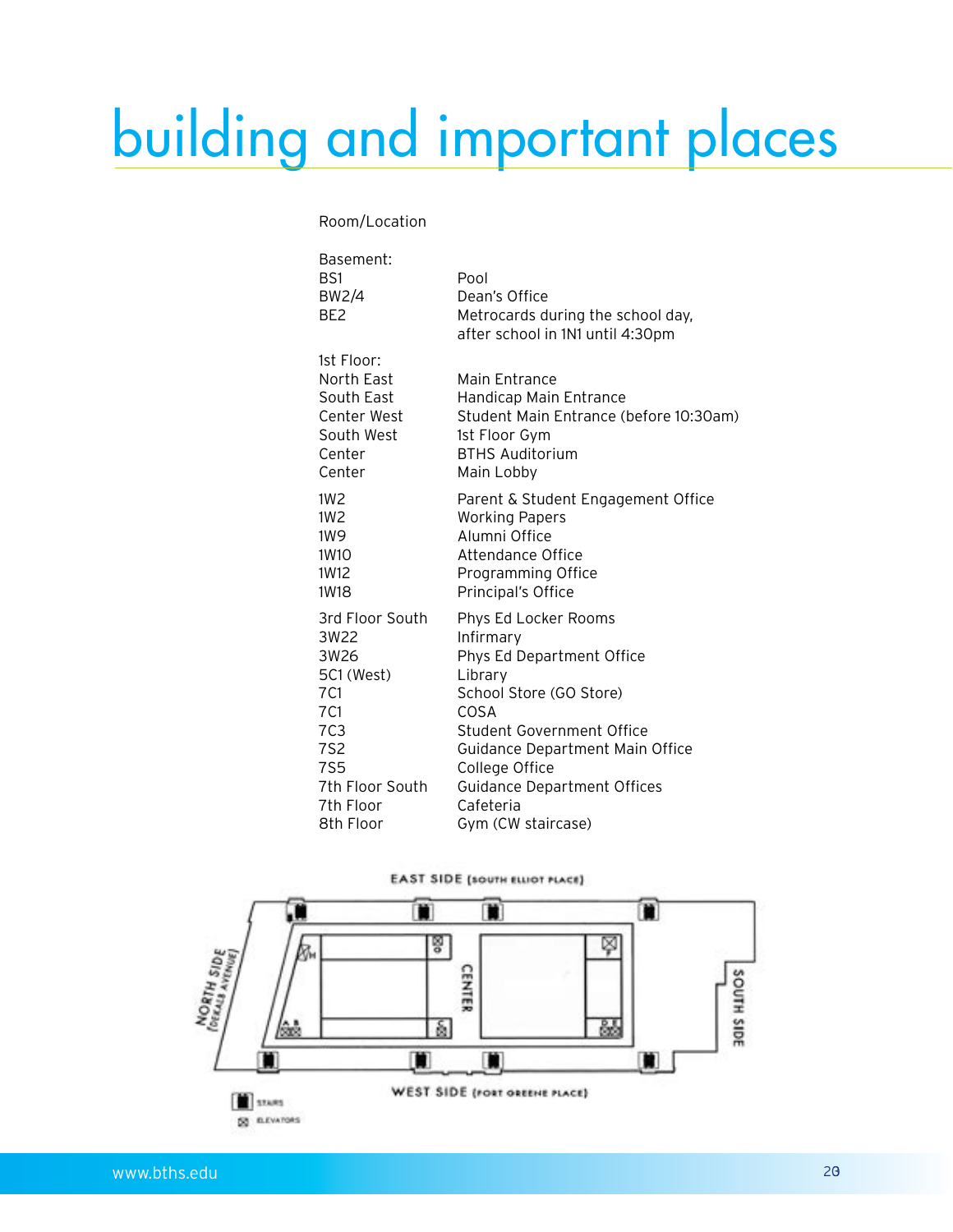# building and important places

| Room/Location | |
|---|---|
| **Basement:** | |
| BS1 | Pool |
| BW2/4 | Dean's Office |
| BE2 | Metrocards during the school day, after school in 1N1 until 4:30pm |
| **1st Floor:** | |
| North East | Main Entrance |
| South East | Handicap Main Entrance |
| Center West | Student Main Entrance (before 10:30am) |
| South West | 1st Floor Gym |
| Center | BTHS Auditorium |
| Center | Main Lobby |
| 1W2 | Parent & Student Engagement Office |
| 1W2 | Working Papers |
| 1W9 | Alumni Office |
| 1W10 | Attendance Office |
| 1W12 | Programming Office |
| 1W18 | Principal's Office |
| 3rd Floor South | Phys Ed Locker Rooms |
| 3W22 | Infirmary |
| 3W26 | Phys Ed Department Office |
| 5C1 (West) | Library |
| 7C1 | School Store (GO Store) |
| 7C1 | COSA |
| 7C3 | Student Government Office |
| 7S2 | Guidance Department Main Office |
| 7S5 | College Office |
| 7th Floor South | Guidance Department Offices |
| 7th Floor | Cafeteria |
| 8th Floor | Gym (CW staircase) |

EAST SIDE (SOUTH ELLIOT PLACE)

NORTH SIDE (DEKALB AVENUE)

CENTER

SOUTH SIDE

WEST SIDE (FORT GREENE PLACE)

STAIRS

ELEVATORS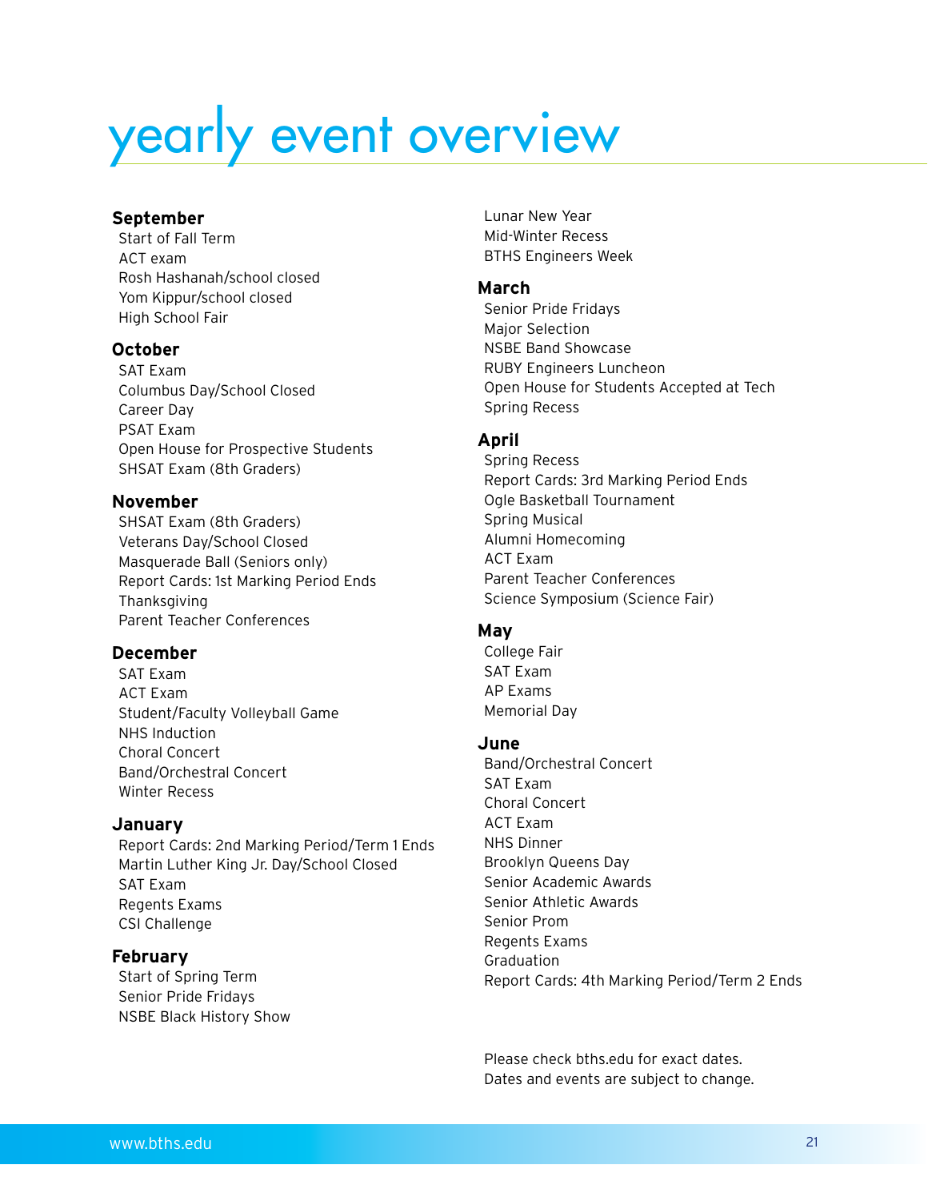# yearly event overview

**September**
Start of Fall Term
ACT exam
Rosh Hashanah/school closed
Yom Kippur/school closed
High School Fair

**October**
SAT Exam
Columbus Day/School Closed
Career Day
PSAT Exam
Open House for Prospective Students
SHSAT Exam (8th Graders)

**November**
SHSAT Exam (8th Graders)
Veterans Day/School Closed
Masquerade Ball (Seniors only)
Report Cards: 1st Marking Period Ends
Thanksgiving
Parent Teacher Conferences

**December**
SAT Exam
ACT Exam
Student/Faculty Volleyball Game
NHS Induction
Choral Concert
Band/Orchestral Concert
Winter Recess

**January**
Report Cards: 2nd Marking Period/Term 1 Ends
Martin Luther King Jr. Day/School Closed
SAT Exam
Regents Exams
CSI Challenge

**February**
Start of Spring Term
Senior Pride Fridays
NSBE Black History Show
Lunar New Year
Mid-Winter Recess
BTHS Engineers Week

**March**
Senior Pride Fridays
Major Selection
NSBE Band Showcase
RUBY Engineers Luncheon
Open House for Students Accepted at Tech
Spring Recess

**April**
Spring Recess
Report Cards: 3rd Marking Period Ends
Ogle Basketball Tournament
Spring Musical
Alumni Homecoming
ACT Exam
Parent Teacher Conferences
Science Symposium (Science Fair)

**May**
College Fair
SAT Exam
AP Exams
Memorial Day

**June**
Band/Orchestral Concert
SAT Exam
Choral Concert
ACT Exam
NHS Dinner
Brooklyn Queens Day
Senior Academic Awards
Senior Athletic Awards
Senior Prom
Regents Exams
Graduation
Report Cards: 4th Marking Period/Term 2 Ends

Please check bths.edu for exact dates.
Dates and events are subject to change.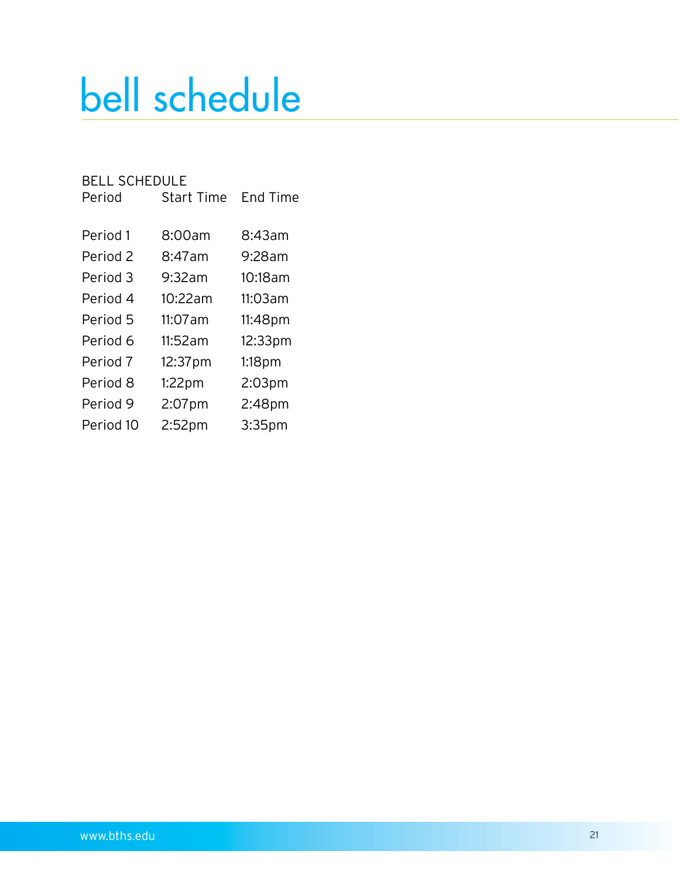# bell schedule

BELL SCHEDULE

| Period | Start Time | End Time |
| --- | --- | --- |
| Period 1 | 8:00am | 8:43am |
| Period 2 | 8:47am | 9:28am |
| Period 3 | 9:32am | 10:18am |
| Period 4 | 10:22am | 11:03am |
| Period 5 | 11:07am | 11:48pm |
| Period 6 | 11:52am | 12:33pm |
| Period 7 | 12:37pm | 1:18pm |
| Period 8 | 1:22pm | 2:03pm |
| Period 9 | 2:07pm | 2:48pm |
| Period 10 | 2:52pm | 3:35pm |